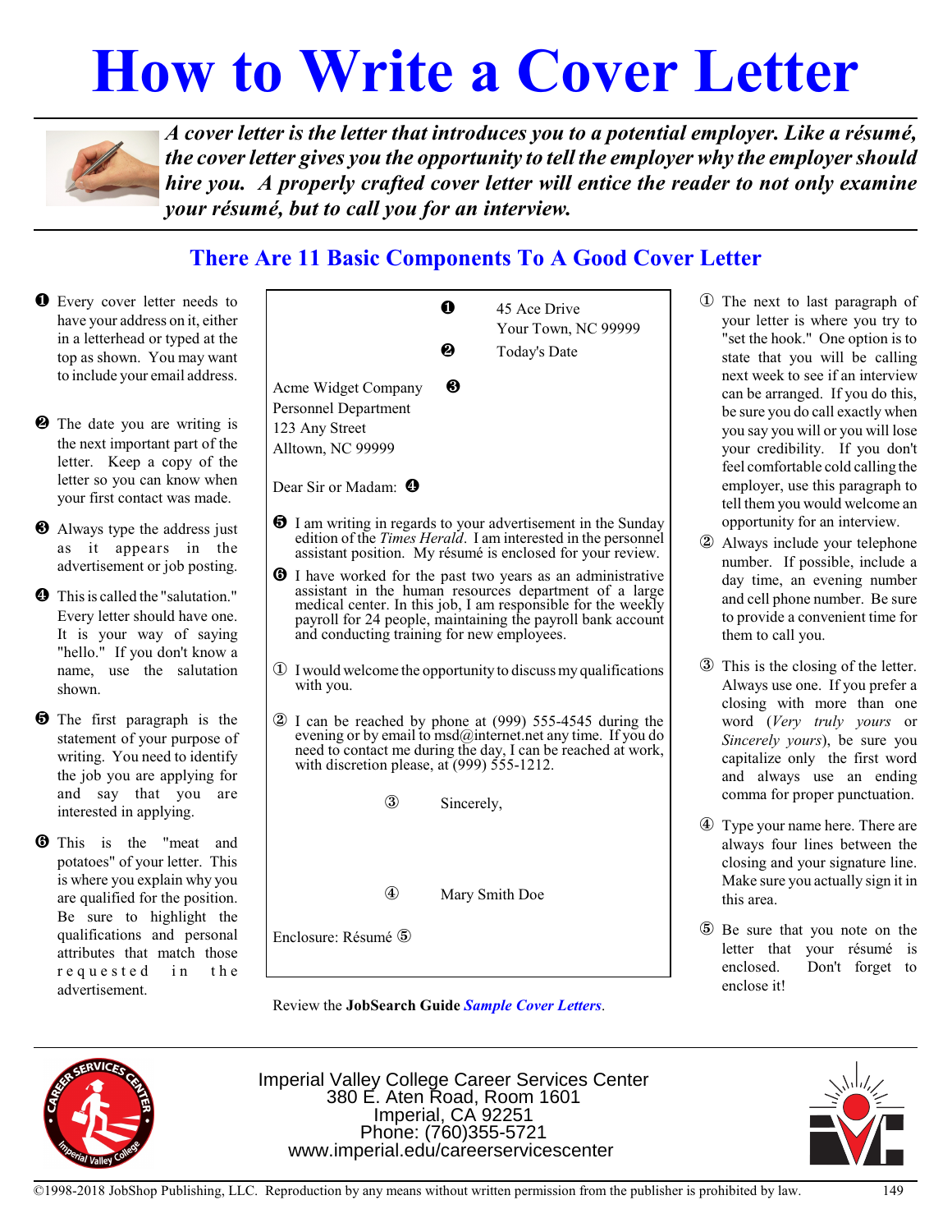# How to Write a Cover Letter

***A cover letter is the letter that introduces you to a potential employer. Like a résumé, the cover letter gives you the opportunity to tell the employer why the employer should hire you. A properly crafted cover letter will entice the reader to not only examine your résumé, but to call you for an interview.***

## There Are 11 Basic Components To A Good Cover Letter

❶ Every cover letter needs to have your address on it, either in a letterhead or typed at the top as shown. You may want to include your email address.

❷ The date you are writing is the next important part of the letter. Keep a copy of the letter so you can know when your first contact was made.

❸ Always type the address just as it appears in the advertisement or job posting.

❹ This is called the "salutation." Every letter should have one. It is your way of saying "hello." If you don't know a name, use the salutation shown.

❺ The first paragraph is the statement of your purpose of writing. You need to identify the job you are applying for and say that you are interested in applying.

❻ This is the "meat and potatoes" of your letter. This is where you explain why you are qualified for the position. Be sure to highlight the qualifications and personal attributes that match those requested in the advertisement.

---

❶ 45 Ace Drive
Your Town, NC 99999

❷ Today's Date

Acme Widget Company ❸
Personnel Department
123 Any Street
Alltown, NC 99999

Dear Sir or Madam: ❹

❺ I am writing in regards to your advertisement in the Sunday edition of the *Times Herald*. I am interested in the personnel assistant position. My résumé is enclosed for your review.

❻ I have worked for the past two years as an administrative assistant in the human resources department of a large medical center. In this job, I am responsible for the weekly payroll for 24 people, maintaining the payroll bank account and conducting training for new employees.

① I would welcome the opportunity to discuss my qualifications with you.

② I can be reached by phone at (999) 555-4545 during the evening or by email to msd@internet.net any time. If you do need to contact me during the day, I can be reached at work, with discretion please, at (999) 555-1212.

③ Sincerely,

④ Mary Smith Doe

Enclosure: Résumé ⑤

---

Review the **JobSearch Guide** ***Sample Cover Letters***.

① The next to last paragraph of your letter is where you try to "set the hook." One option is to state that you will be calling next week to see if an interview can be arranged. If you do this, be sure you do call exactly when you say you will or you will lose your credibility. If you don't feel comfortable cold calling the employer, use this paragraph to tell them you would welcome an opportunity for an interview.

② Always include your telephone number. If possible, include a day time, an evening number and cell phone number. Be sure to provide a convenient time for them to call you.

③ This is the closing of the letter. Always use one. If you prefer a closing with more than one word (*Very truly yours* or *Sincerely yours*), be sure you capitalize only the first word and always use an ending comma for proper punctuation.

④ Type your name here. There are always four lines between the closing and your signature line. Make sure you actually sign it in this area.

⑤ Be sure that you note on the letter that your résumé is enclosed. Don't forget to enclose it!

---

Imperial Valley College Career Services Center
380 E. Aten Road, Room 1601
Imperial, CA 92251
Phone: (760)355-5721
www.imperial.edu/careerservicescenter

©1998-2018 JobShop Publishing, LLC. Reproduction by any means without written permission from the publisher is prohibited by law.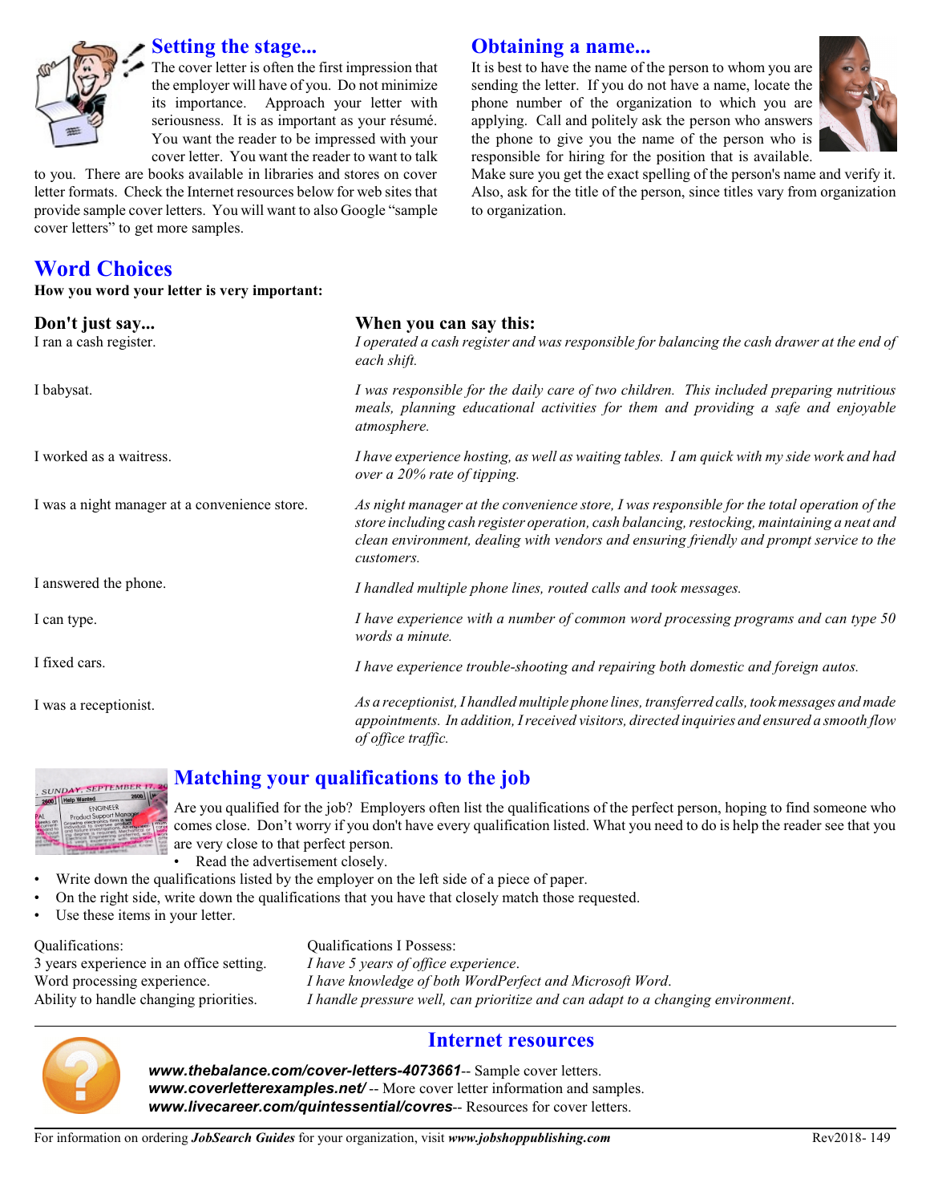## Setting the stage...

The cover letter is often the first impression that the employer will have of you. Do not minimize its importance. Approach your letter with seriousness. It is as important as your résumé. You want the reader to be impressed with your cover letter. You want the reader to want to talk to you. There are books available in libraries and stores on cover letter formats. Check the Internet resources below for web sites that provide sample cover letters. You will want to also Google "sample cover letters" to get more samples.

## Obtaining a name...

It is best to have the name of the person to whom you are sending the letter. If you do not have a name, locate the phone number of the organization to which you are applying. Call and politely ask the person who answers the phone to give you the name of the person who is responsible for hiring for the position that is available. Make sure you get the exact spelling of the person's name and verify it. Also, ask for the title of the person, since titles vary from organization to organization.

## Word Choices

**How you word your letter is very important:**

| Don't just say... | When you can say this: |
|---|---|
| I ran a cash register. | *I operated a cash register and was responsible for balancing the cash drawer at the end of each shift.* |
| I babysat. | *I was responsible for the daily care of two children. This included preparing nutritious meals, planning educational activities for them and providing a safe and enjoyable atmosphere.* |
| I worked as a waitress. | *I have experience hosting, as well as waiting tables. I am quick with my side work and had over a 20% rate of tipping.* |
| I was a night manager at a convenience store. | *As night manager at the convenience store, I was responsible for the total operation of the store including cash register operation, cash balancing, restocking, maintaining a neat and clean environment, dealing with vendors and ensuring friendly and prompt service to the customers.* |
| I answered the phone. | *I handled multiple phone lines, routed calls and took messages.* |
| I can type. | *I have experience with a number of common word processing programs and can type 50 words a minute.* |
| I fixed cars. | *I have experience trouble-shooting and repairing both domestic and foreign autos.* |
| I was a receptionist. | *As a receptionist, I handled multiple phone lines, transferred calls, took messages and made appointments. In addition, I received visitors, directed inquiries and ensured a smooth flow of office traffic.* |

## Matching your qualifications to the job

Are you qualified for the job? Employers often list the qualifications of the perfect person, hoping to find someone who comes close. Don't worry if you don't have every qualification listed. What you need to do is help the reader see that you are very close to that perfect person.

- Read the advertisement closely.
- Write down the qualifications listed by the employer on the left side of a piece of paper.
- On the right side, write down the qualifications that you have that closely match those requested.
- Use these items in your letter.

| Qualifications: | Qualifications I Possess: |
|---|---|
| 3 years experience in an office setting. | *I have 5 years of office experience.* |
| Word processing experience. | *I have knowledge of both WordPerfect and Microsoft Word.* |
| Ability to handle changing priorities. | *I handle pressure well, can prioritize and can adapt to a changing environment.* |

## Internet resources

***www.thebalance.com/cover-letters-4073661***-- Sample cover letters.
***www.coverletterexamples.net/*** -- More cover letter information and samples.
***www.livecareer.com/quintessential/covres***-- Resources for cover letters.

For information on ordering ***JobSearch Guides*** for your organization, visit ***www.jobshoppublishing.com***